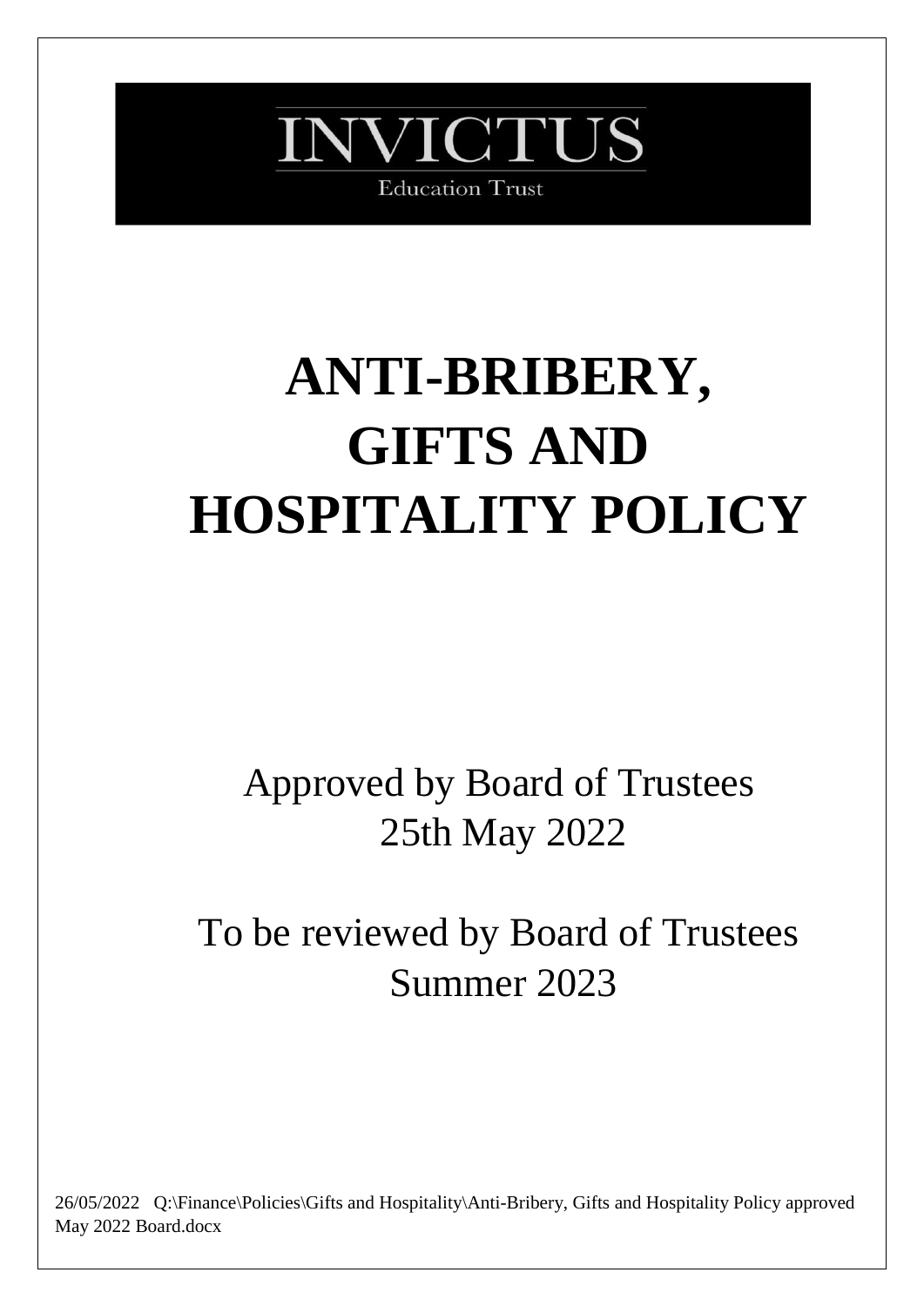INVICTUS

Education Trust

# ANTI-BRIBERY, GIFTS AND HOSPITALITY POLICY

Approved by Board of Trustees
25th May 2022

To be reviewed by Board of Trustees
Summer 2023

26/05/2022 Q:\Finance\Policies\Gifts and Hospitality\Anti-Bribery, Gifts and Hospitality Policy approved May 2022 Board.docx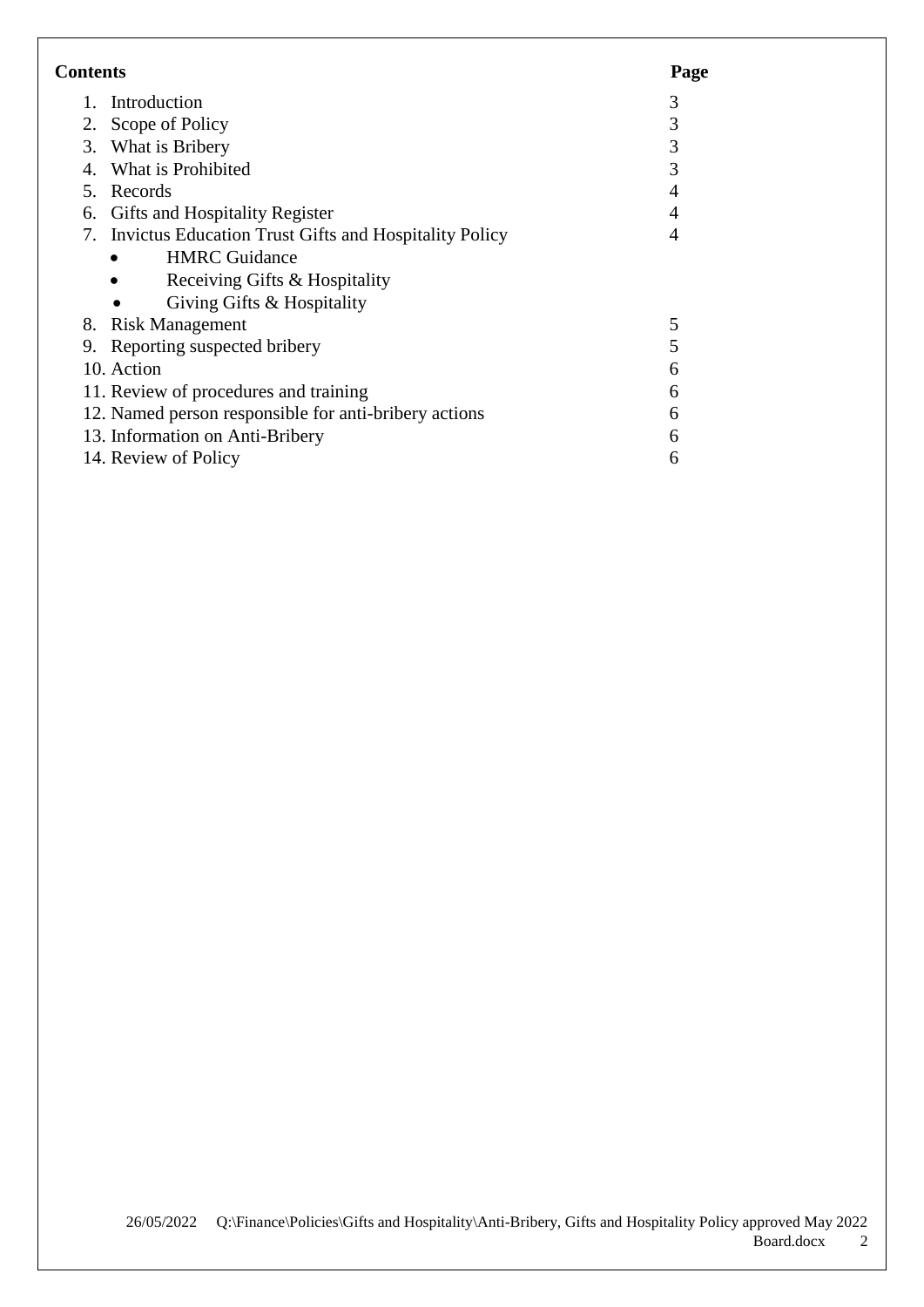| **Contents** | **Page** |
|---|---|
| 1. Introduction | 3 |
| 2. Scope of Policy | 3 |
| 3. What is Bribery | 3 |
| 4. What is Prohibited | 3 |
| 5. Records | 4 |
| 6. Gifts and Hospitality Register | 4 |
| 7. Invictus Education Trust Gifts and Hospitality Policy | 4 |
| • HMRC Guidance | |
| • Receiving Gifts & Hospitality | |
| • Giving Gifts & Hospitality | |
| 8. Risk Management | 5 |
| 9. Reporting suspected bribery | 5 |
| 10. Action | 6 |
| 11. Review of procedures and training | 6 |
| 12. Named person responsible for anti-bribery actions | 6 |
| 13. Information on Anti-Bribery | 6 |
| 14. Review of Policy | 6 |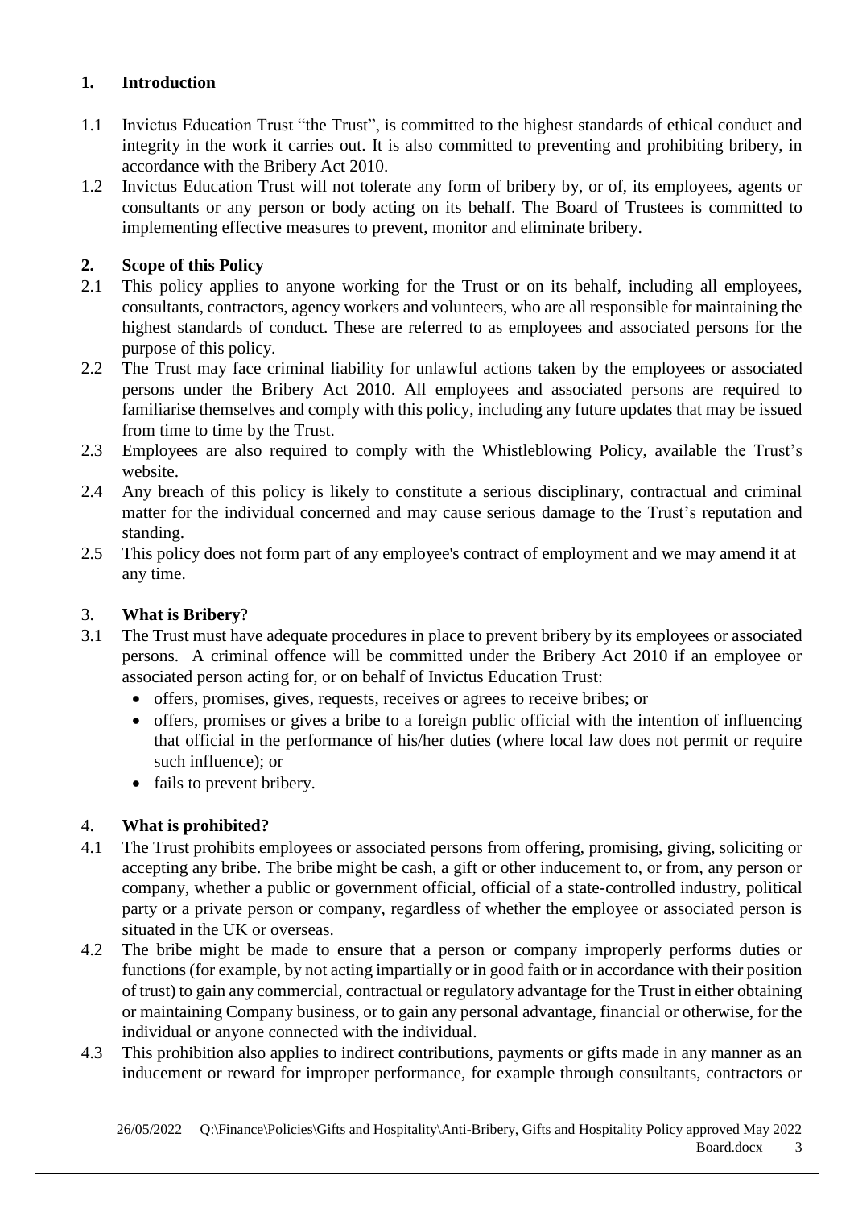## 1. Introduction

1.1 Invictus Education Trust "the Trust", is committed to the highest standards of ethical conduct and integrity in the work it carries out. It is also committed to preventing and prohibiting bribery, in accordance with the Bribery Act 2010.

1.2 Invictus Education Trust will not tolerate any form of bribery by, or of, its employees, agents or consultants or any person or body acting on its behalf. The Board of Trustees is committed to implementing effective measures to prevent, monitor and eliminate bribery.

## 2. Scope of this Policy

2.1 This policy applies to anyone working for the Trust or on its behalf, including all employees, consultants, contractors, agency workers and volunteers, who are all responsible for maintaining the highest standards of conduct. These are referred to as employees and associated persons for the purpose of this policy.

2.2 The Trust may face criminal liability for unlawful actions taken by the employees or associated persons under the Bribery Act 2010. All employees and associated persons are required to familiarise themselves and comply with this policy, including any future updates that may be issued from time to time by the Trust.

2.3 Employees are also required to comply with the Whistleblowing Policy, available the Trust's website.

2.4 Any breach of this policy is likely to constitute a serious disciplinary, contractual and criminal matter for the individual concerned and may cause serious damage to the Trust's reputation and standing.

2.5 This policy does not form part of any employee's contract of employment and we may amend it at any time.

## 3. What is Bribery?

3.1 The Trust must have adequate procedures in place to prevent bribery by its employees or associated persons. A criminal offence will be committed under the Bribery Act 2010 if an employee or associated person acting for, or on behalf of Invictus Education Trust:

- offers, promises, gives, requests, receives or agrees to receive bribes; or
- offers, promises or gives a bribe to a foreign public official with the intention of influencing that official in the performance of his/her duties (where local law does not permit or require such influence); or
- fails to prevent bribery.

## 4. What is prohibited?

4.1 The Trust prohibits employees or associated persons from offering, promising, giving, soliciting or accepting any bribe. The bribe might be cash, a gift or other inducement to, or from, any person or company, whether a public or government official, official of a state-controlled industry, political party or a private person or company, regardless of whether the employee or associated person is situated in the UK or overseas.

4.2 The bribe might be made to ensure that a person or company improperly performs duties or functions (for example, by not acting impartially or in good faith or in accordance with their position of trust) to gain any commercial, contractual or regulatory advantage for the Trust in either obtaining or maintaining Company business, or to gain any personal advantage, financial or otherwise, for the individual or anyone connected with the individual.

4.3 This prohibition also applies to indirect contributions, payments or gifts made in any manner as an inducement or reward for improper performance, for example through consultants, contractors or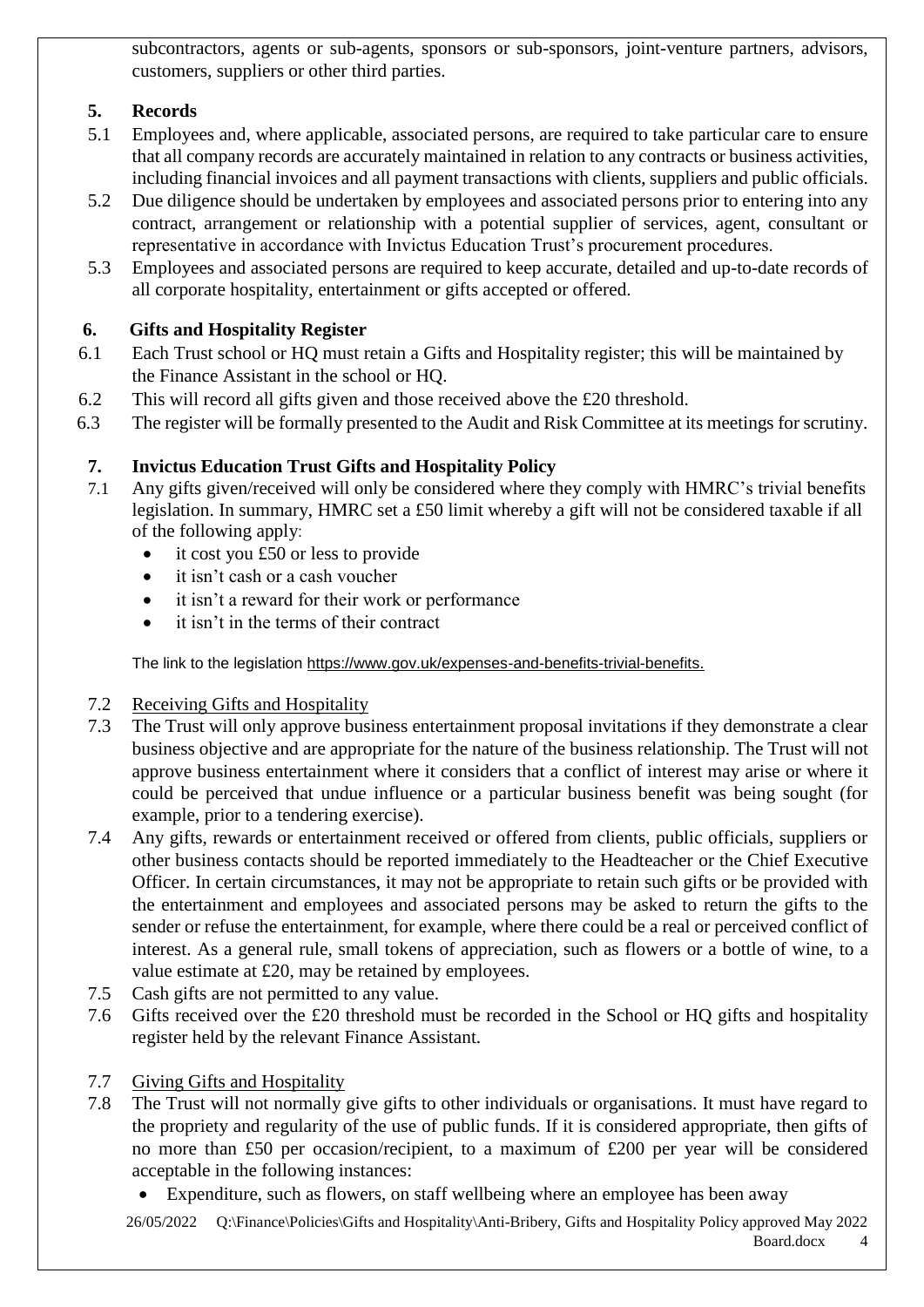subcontractors, agents or sub-agents, sponsors or sub-sponsors, joint-venture partners, advisors, customers, suppliers or other third parties.

## 5. Records

5.1 Employees and, where applicable, associated persons, are required to take particular care to ensure that all company records are accurately maintained in relation to any contracts or business activities, including financial invoices and all payment transactions with clients, suppliers and public officials.

5.2 Due diligence should be undertaken by employees and associated persons prior to entering into any contract, arrangement or relationship with a potential supplier of services, agent, consultant or representative in accordance with Invictus Education Trust's procurement procedures.

5.3 Employees and associated persons are required to keep accurate, detailed and up-to-date records of all corporate hospitality, entertainment or gifts accepted or offered.

## 6. Gifts and Hospitality Register

6.1 Each Trust school or HQ must retain a Gifts and Hospitality register; this will be maintained by the Finance Assistant in the school or HQ.

6.2 This will record all gifts given and those received above the £20 threshold.

6.3 The register will be formally presented to the Audit and Risk Committee at its meetings for scrutiny.

## 7. Invictus Education Trust Gifts and Hospitality Policy

7.1 Any gifts given/received will only be considered where they comply with HMRC's trivial benefits legislation. In summary, HMRC set a £50 limit whereby a gift will not be considered taxable if all of the following apply:

- it cost you £50 or less to provide
- it isn't cash or a cash voucher
- it isn't a reward for their work or performance
- it isn't in the terms of their contract

The link to the legislation https://www.gov.uk/expenses-and-benefits-trivial-benefits.

7.2 <u>Receiving Gifts and Hospitality</u>

7.3 The Trust will only approve business entertainment proposal invitations if they demonstrate a clear business objective and are appropriate for the nature of the business relationship. The Trust will not approve business entertainment where it considers that a conflict of interest may arise or where it could be perceived that undue influence or a particular business benefit was being sought (for example, prior to a tendering exercise).

7.4 Any gifts, rewards or entertainment received or offered from clients, public officials, suppliers or other business contacts should be reported immediately to the Headteacher or the Chief Executive Officer. In certain circumstances, it may not be appropriate to retain such gifts or be provided with the entertainment and employees and associated persons may be asked to return the gifts to the sender or refuse the entertainment, for example, where there could be a real or perceived conflict of interest. As a general rule, small tokens of appreciation, such as flowers or a bottle of wine, to a value estimate at £20, may be retained by employees.

7.5 Cash gifts are not permitted to any value.

7.6 Gifts received over the £20 threshold must be recorded in the School or HQ gifts and hospitality register held by the relevant Finance Assistant.

7.7 <u>Giving Gifts and Hospitality</u>

7.8 The Trust will not normally give gifts to other individuals or organisations. It must have regard to the propriety and regularity of the use of public funds. If it is considered appropriate, then gifts of no more than £50 per occasion/recipient, to a maximum of £200 per year will be considered acceptable in the following instances:

- Expenditure, such as flowers, on staff wellbeing where an employee has been away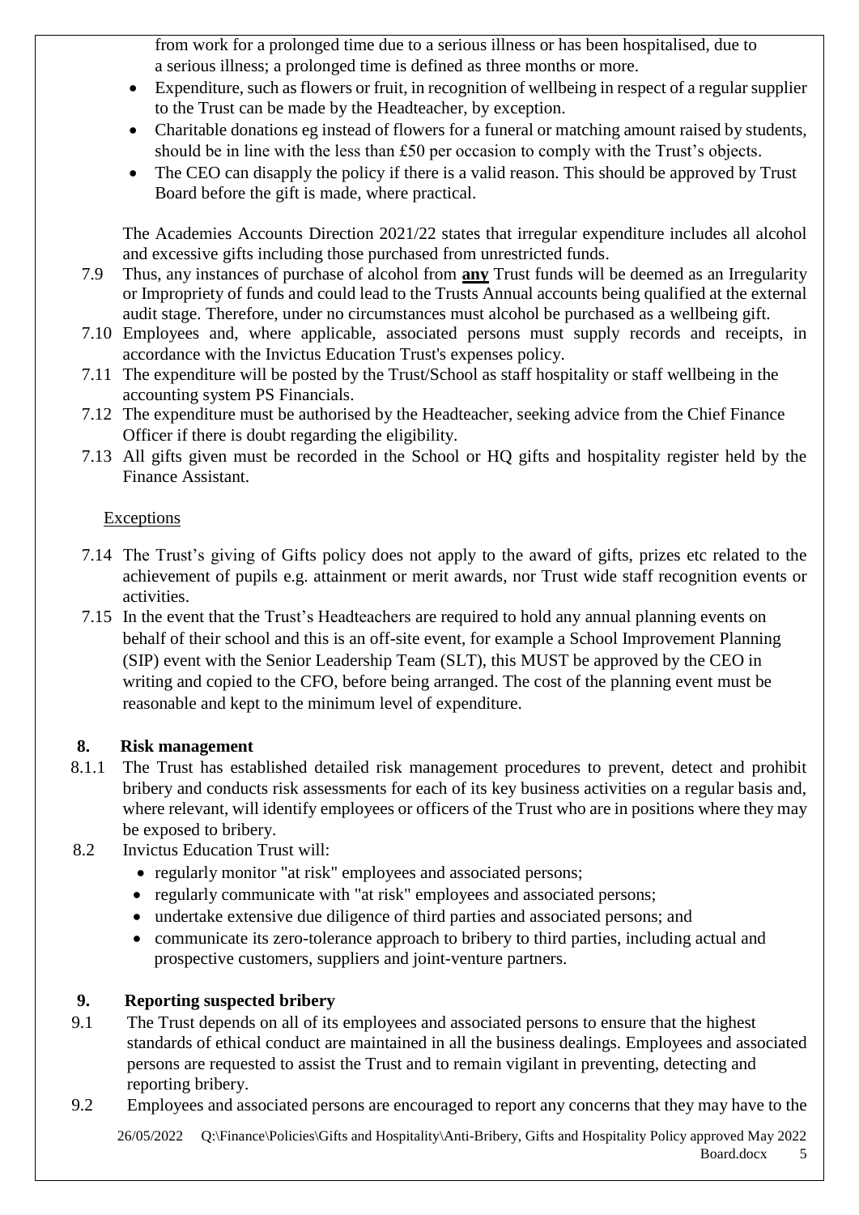from work for a prolonged time due to a serious illness or has been hospitalised, due to a serious illness; a prolonged time is defined as three months or more.

- Expenditure, such as flowers or fruit, in recognition of wellbeing in respect of a regular supplier to the Trust can be made by the Headteacher, by exception.
- Charitable donations eg instead of flowers for a funeral or matching amount raised by students, should be in line with the less than £50 per occasion to comply with the Trust's objects.
- The CEO can disapply the policy if there is a valid reason. This should be approved by Trust Board before the gift is made, where practical.

The Academies Accounts Direction 2021/22 states that irregular expenditure includes all alcohol and excessive gifts including those purchased from unrestricted funds.

7.9 Thus, any instances of purchase of alcohol from **any** Trust funds will be deemed as an Irregularity or Impropriety of funds and could lead to the Trusts Annual accounts being qualified at the external audit stage. Therefore, under no circumstances must alcohol be purchased as a wellbeing gift.

7.10 Employees and, where applicable, associated persons must supply records and receipts, in accordance with the Invictus Education Trust's expenses policy.

7.11 The expenditure will be posted by the Trust/School as staff hospitality or staff wellbeing in the accounting system PS Financials.

7.12 The expenditure must be authorised by the Headteacher, seeking advice from the Chief Finance Officer if there is doubt regarding the eligibility.

7.13 All gifts given must be recorded in the School or HQ gifts and hospitality register held by the Finance Assistant.

Exceptions

7.14 The Trust's giving of Gifts policy does not apply to the award of gifts, prizes etc related to the achievement of pupils e.g. attainment or merit awards, nor Trust wide staff recognition events or activities.

7.15 In the event that the Trust's Headteachers are required to hold any annual planning events on behalf of their school and this is an off-site event, for example a School Improvement Planning (SIP) event with the Senior Leadership Team (SLT), this MUST be approved by the CEO in writing and copied to the CFO, before being arranged. The cost of the planning event must be reasonable and kept to the minimum level of expenditure.

## 8. Risk management

8.1.1 The Trust has established detailed risk management procedures to prevent, detect and prohibit bribery and conducts risk assessments for each of its key business activities on a regular basis and, where relevant, will identify employees or officers of the Trust who are in positions where they may be exposed to bribery.

8.2 Invictus Education Trust will:

- regularly monitor "at risk" employees and associated persons;
- regularly communicate with "at risk" employees and associated persons;
- undertake extensive due diligence of third parties and associated persons; and
- communicate its zero-tolerance approach to bribery to third parties, including actual and prospective customers, suppliers and joint-venture partners.

## 9. Reporting suspected bribery

9.1 The Trust depends on all of its employees and associated persons to ensure that the highest standards of ethical conduct are maintained in all the business dealings. Employees and associated persons are requested to assist the Trust and to remain vigilant in preventing, detecting and reporting bribery.

9.2 Employees and associated persons are encouraged to report any concerns that they may have to the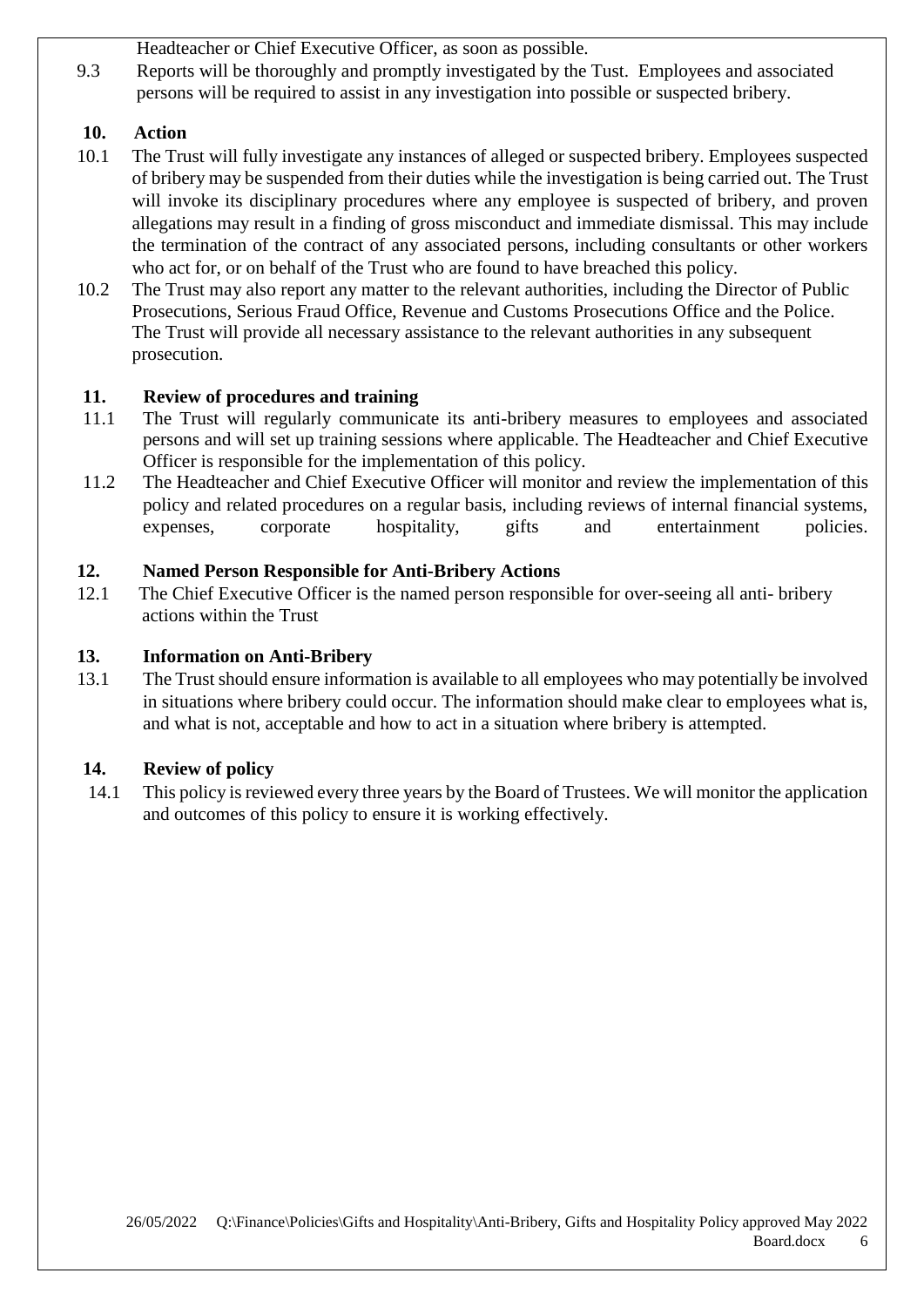Headteacher or Chief Executive Officer, as soon as possible.

9.3 Reports will be thoroughly and promptly investigated by the Tust. Employees and associated persons will be required to assist in any investigation into possible or suspected bribery.

## 10. Action

10.1 The Trust will fully investigate any instances of alleged or suspected bribery. Employees suspected of bribery may be suspended from their duties while the investigation is being carried out. The Trust will invoke its disciplinary procedures where any employee is suspected of bribery, and proven allegations may result in a finding of gross misconduct and immediate dismissal. This may include the termination of the contract of any associated persons, including consultants or other workers who act for, or on behalf of the Trust who are found to have breached this policy.

10.2 The Trust may also report any matter to the relevant authorities, including the Director of Public Prosecutions, Serious Fraud Office, Revenue and Customs Prosecutions Office and the Police. The Trust will provide all necessary assistance to the relevant authorities in any subsequent prosecution.

## 11. Review of procedures and training

11.1 The Trust will regularly communicate its anti-bribery measures to employees and associated persons and will set up training sessions where applicable. The Headteacher and Chief Executive Officer is responsible for the implementation of this policy.

11.2 The Headteacher and Chief Executive Officer will monitor and review the implementation of this policy and related procedures on a regular basis, including reviews of internal financial systems, expenses, corporate hospitality, gifts and entertainment policies.

## 12. Named Person Responsible for Anti-Bribery Actions

12.1 The Chief Executive Officer is the named person responsible for over-seeing all anti- bribery actions within the Trust

## 13. Information on Anti-Bribery

13.1 The Trust should ensure information is available to all employees who may potentially be involved in situations where bribery could occur. The information should make clear to employees what is, and what is not, acceptable and how to act in a situation where bribery is attempted.

## 14. Review of policy

14.1 This policy is reviewed every three years by the Board of Trustees. We will monitor the application and outcomes of this policy to ensure it is working effectively.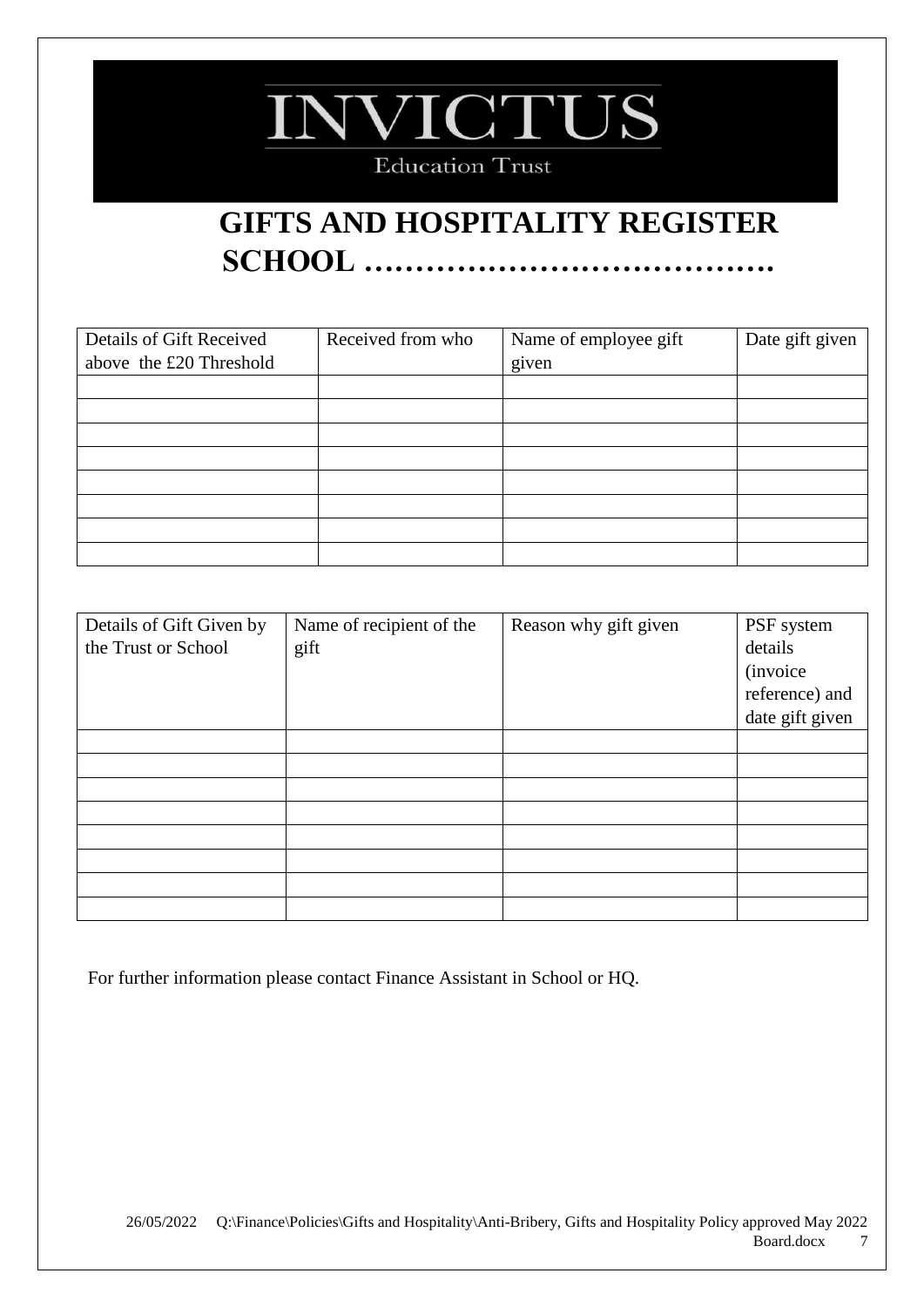INVICTUS

Education Trust

# GIFTS AND HOSPITALITY REGISTER
# SCHOOL …………………………………

| Details of Gift Received above the £20 Threshold | Received from who | Name of employee gift given | Date gift given |
|---|---|---|---|
| | | | |
| | | | |
| | | | |
| | | | |
| | | | |
| | | | |
| | | | |
| | | | |

| Details of Gift Given by the Trust or School | Name of recipient of the gift | Reason why gift given | PSF system details (invoice reference) and date gift given |
|---|---|---|---|
| | | | |
| | | | |
| | | | |
| | | | |
| | | | |
| | | | |
| | | | |
| | | | |

For further information please contact Finance Assistant in School or HQ.